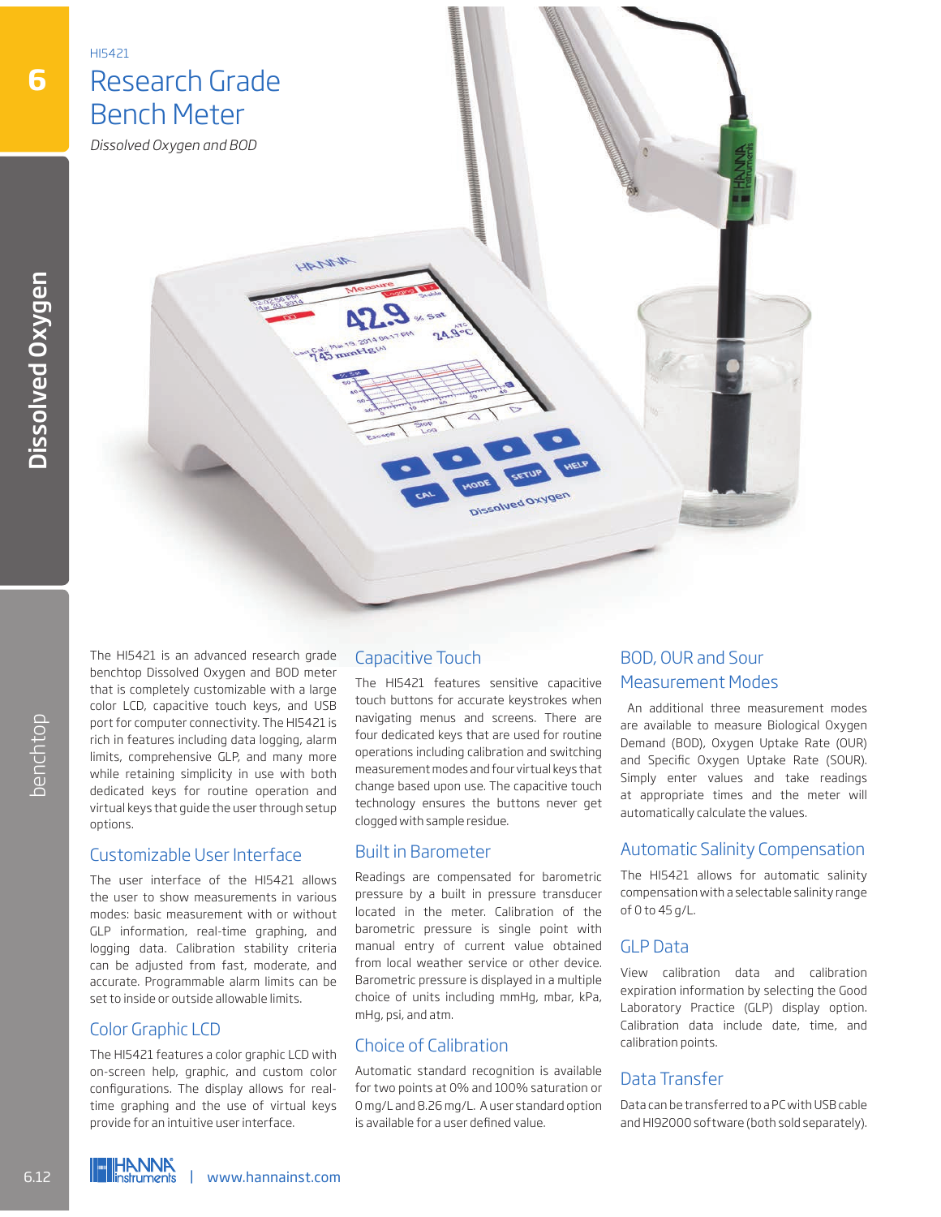HI5421

# Research Grade Bench Meter

*Dissolved Oxygen and BOD*

The HI5421 is an advanced research grade benchtop Dissolved Oxygen and BOD meter that is completely customizable with a large color LCD, capacitive touch keys, and USB port for computer connectivity. The HI5421 is rich in features including data logging, alarm limits, comprehensive GLP, and many more while retaining simplicity in use with both dedicated keys for routine operation and virtual keys that guide the user through setup options.

## Customizable User Interface

The user interface of the HI5421 allows the user to show measurements in various modes: basic measurement with or without GLP information, real-time graphing, and logging data. Calibration stability criteria can be adjusted from fast, moderate, and accurate. Programmable alarm limits can be set to inside or outside allowable limits.

## Color Graphic LCD

The HI5421 features a color graphic LCD with on-screen help, graphic, and custom color configurations. The display allows for real-time graphing and the use of virtual keys provide for an intuitive user interface.

## Capacitive Touch

The HI5421 features sensitive capacitive touch buttons for accurate keystrokes when navigating menus and screens. There are four dedicated keys that are used for routine operations including calibration and switching measurement modes and four virtual keys that change based upon use. The capacitive touch technology ensures the buttons never get clogged with sample residue.

## Built in Barometer

Readings are compensated for barometric pressure by a built in pressure transducer located in the meter. Calibration of the barometric pressure is single point with manual entry of current value obtained from local weather service or other device. Barometric pressure is displayed in a multiple choice of units including mmHg, mbar, kPa, mHg, psi, and atm.

## Choice of Calibration

Automatic standard recognition is available for two points at 0% and 100% saturation or 0 mg/L and 8.26 mg/L. A user standard option is available for a user defined value.

## BOD, OUR and Sour Measurement Modes

An additional three measurement modes are available to measure Biological Oxygen Demand (BOD), Oxygen Uptake Rate (OUR) and Specific Oxygen Uptake Rate (SOUR). Simply enter values and take readings at appropriate times and the meter will automatically calculate the values.

## Automatic Salinity Compensation

The HI5421 allows for automatic salinity compensation with a selectable salinity range of 0 to 45 g/L.

## GLP Data

View calibration data and calibration expiration information by selecting the Good Laboratory Practice (GLP) display option. Calibration data include date, time, and calibration points.

## Data Transfer

Data can be transferred to a PC with USB cable and HI92000 software (both sold separately).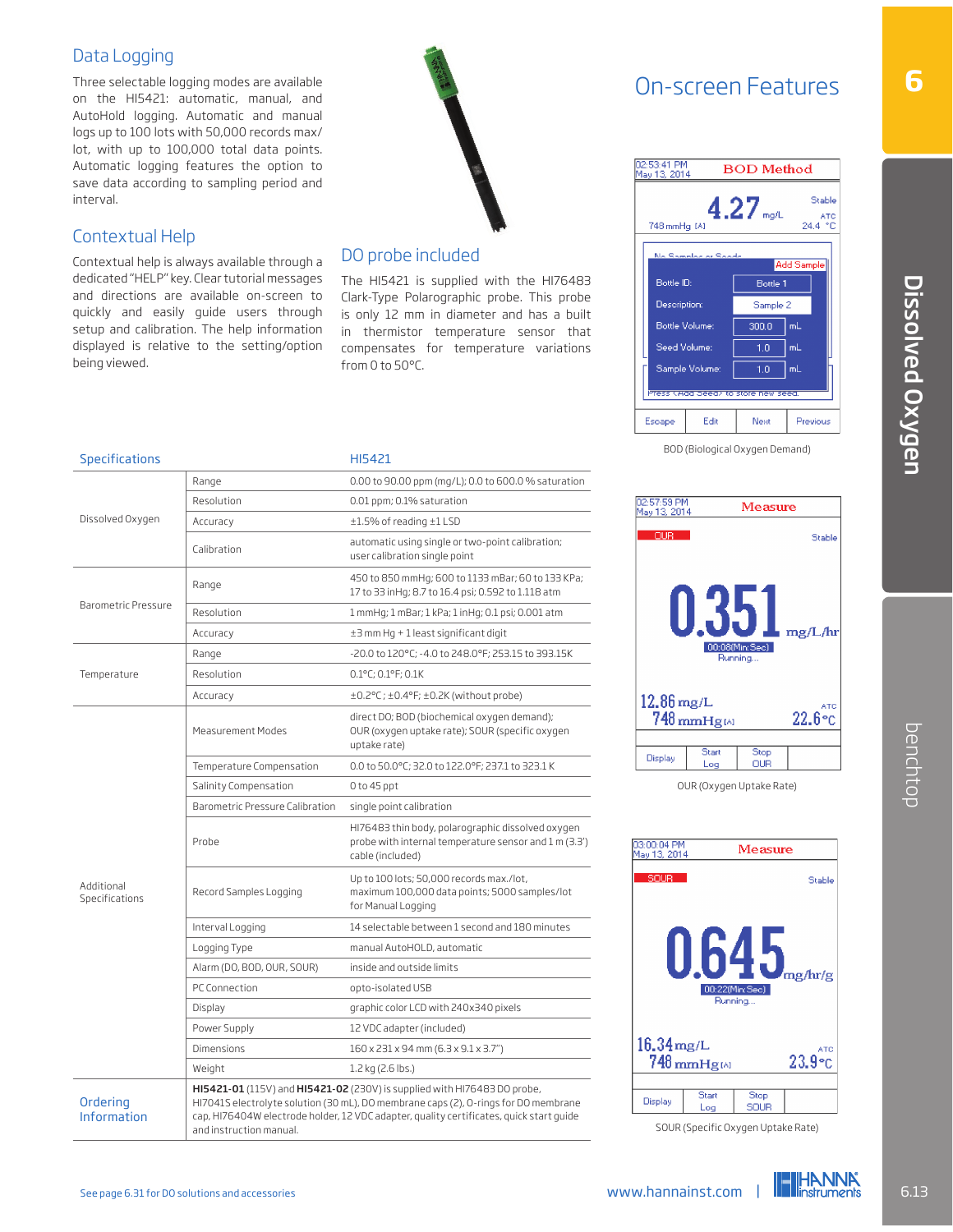## Data Logging

Three selectable logging modes are available on the HI5421: automatic, manual, and AutoHold logging. Automatic and manual logs up to 100 lots with 50,000 records max/lot, with up to 100,000 total data points. Automatic logging features the option to save data according to sampling period and interval.

## Contextual Help

Contextual help is always available through a dedicated "HELP" key. Clear tutorial messages and directions are available on-screen to quickly and easily guide users through setup and calibration. The help information displayed is relative to the setting/option being viewed.

## DO probe included

The HI5421 is supplied with the HI76483 Clark-Type Polarographic probe. This probe is only 12 mm in diameter and has a built in thermistor temperature sensor that compensates for temperature variations from 0 to 50°C.

## On-screen Features

BOD (Biological Oxygen Demand)

OUR (Oxygen Uptake Rate)

SOUR (Specific Oxygen Uptake Rate)

| Specifications | | HI5421 |
|---|---|---|
| Dissolved Oxygen | Range | 0.00 to 90.00 ppm (mg/L); 0.0 to 600.0 % saturation |
| | Resolution | 0.01 ppm; 0.1% saturation |
| | Accuracy | ±1.5% of reading ±1 LSD |
| | Calibration | automatic using single or two-point calibration; user calibration single point |
| Barometric Pressure | Range | 450 to 850 mmHg; 600 to 1133 mBar; 60 to 133 KPa; 17 to 33 inHg; 8.7 to 16.4 psi; 0.592 to 1.118 atm |
| | Resolution | 1 mmHg; 1 mBar; 1 kPa; 1 inHg; 0.1 psi; 0.001 atm |
| | Accuracy | ±3 mm Hg + 1 least significant digit |
| Temperature | Range | -20.0 to 120°C; -4.0 to 248.0°F; 253.15 to 393.15K |
| | Resolution | 0.1°C; 0.1°F; 0.1K |
| | Accuracy | ±0.2°C ; ±0.4°F; ±0.2K (without probe) |
| Additional Specifications | Measurement Modes | direct DO; BOD (biochemical oxygen demand); OUR (oxygen uptake rate); SOUR (specific oxygen uptake rate) |
| | Temperature Compensation | 0.0 to 50.0°C; 32.0 to 122.0°F; 237.1 to 323.1 K |
| | Salinity Compensation | 0 to 45 ppt |
| | Barometric Pressure Calibration | single point calibration |
| | Probe | HI76483 thin body, polarographic dissolved oxygen probe with internal temperature sensor and 1 m (3.3') cable (included) |
| | Record Samples Logging | Up to 100 lots; 50,000 records max./lot, maximum 100,000 data points; 5000 samples/lot for Manual Logging |
| | Interval Logging | 14 selectable between 1 second and 180 minutes |
| | Logging Type | manual AutoHOLD, automatic |
| | Alarm (DO, BOD, OUR, SOUR) | inside and outside limits |
| | PC Connection | opto-isolated USB |
| | Display | graphic color LCD with 240x340 pixels |
| | Power Supply | 12 VDC adapter (included) |
| | Dimensions | 160 x 231 x 94 mm (6.3 x 9.1 x 3.7") |
| | Weight | 1.2 kg (2.6 lbs.) |
| Ordering Information | **HI5421-01** (115V) and **HI5421-02** (230V) is supplied with HI76483 DO probe, HI7041S electrolyte solution (30 mL), DO membrane caps (2), O-rings for DO membrane cap, HI76404W electrode holder, 12 VDC adapter, quality certificates, quick start guide and instruction manual. | |

See page 6.31 for DO solutions and accessories